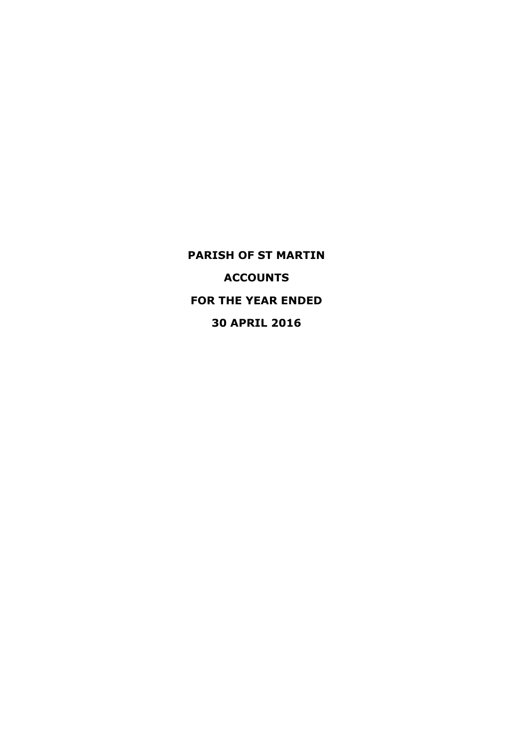# PARISH OF ST MARTIN

# ACCOUNTS

# FOR THE YEAR ENDED

# 30 APRIL 2016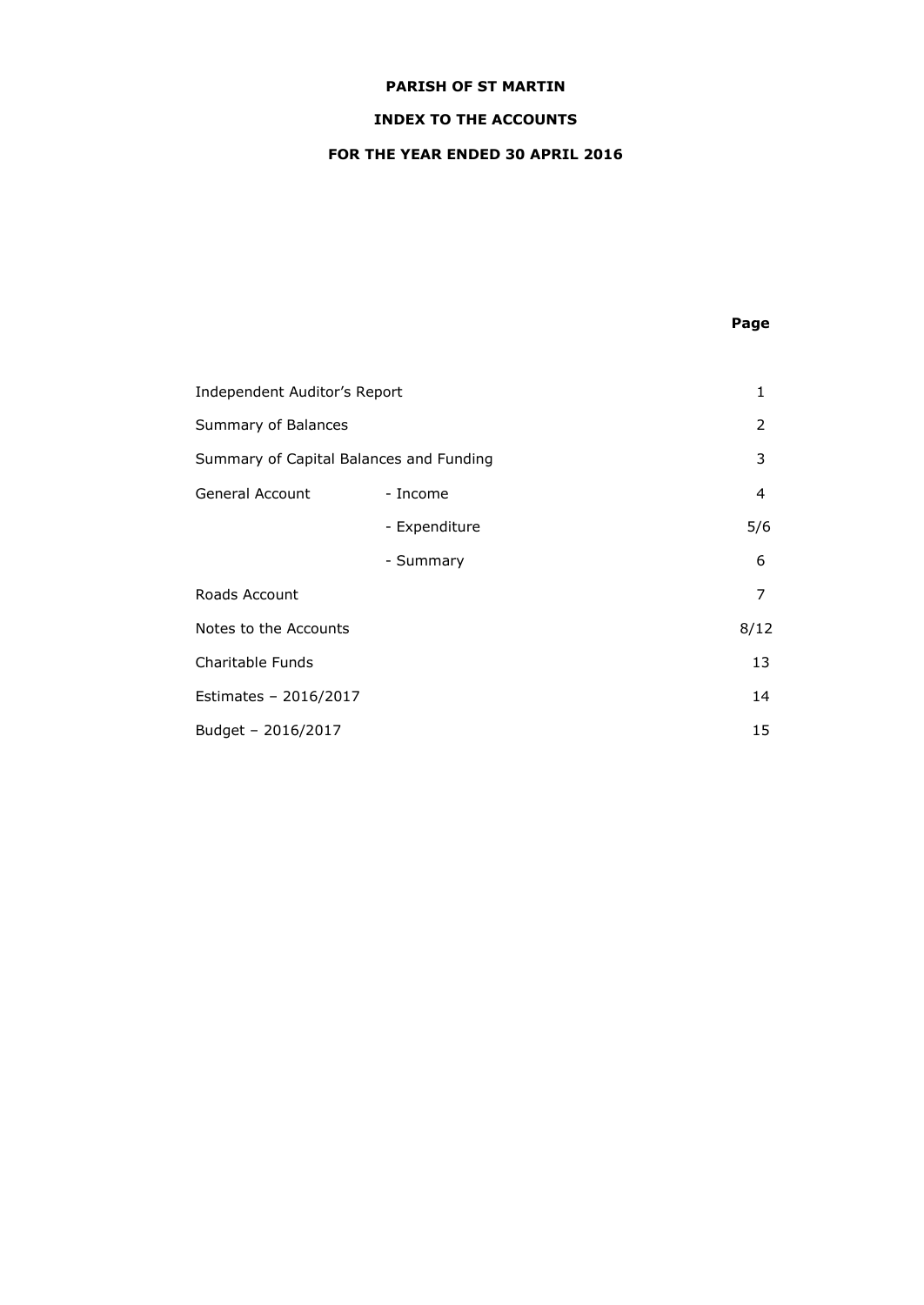**PARISH OF ST MARTIN**

**INDEX TO THE ACCOUNTS**

**FOR THE YEAR ENDED 30 APRIL 2016**

| | | **Page** |
|---|---|---|
| Independent Auditor's Report | | 1 |
| Summary of Balances | | 2 |
| Summary of Capital Balances and Funding | | 3 |
| General Account | - Income | 4 |
| | - Expenditure | 5/6 |
| | - Summary | 6 |
| Roads Account | | 7 |
| Notes to the Accounts | | 8/12 |
| Charitable Funds | | 13 |
| Estimates – 2016/2017 | | 14 |
| Budget – 2016/2017 | | 15 |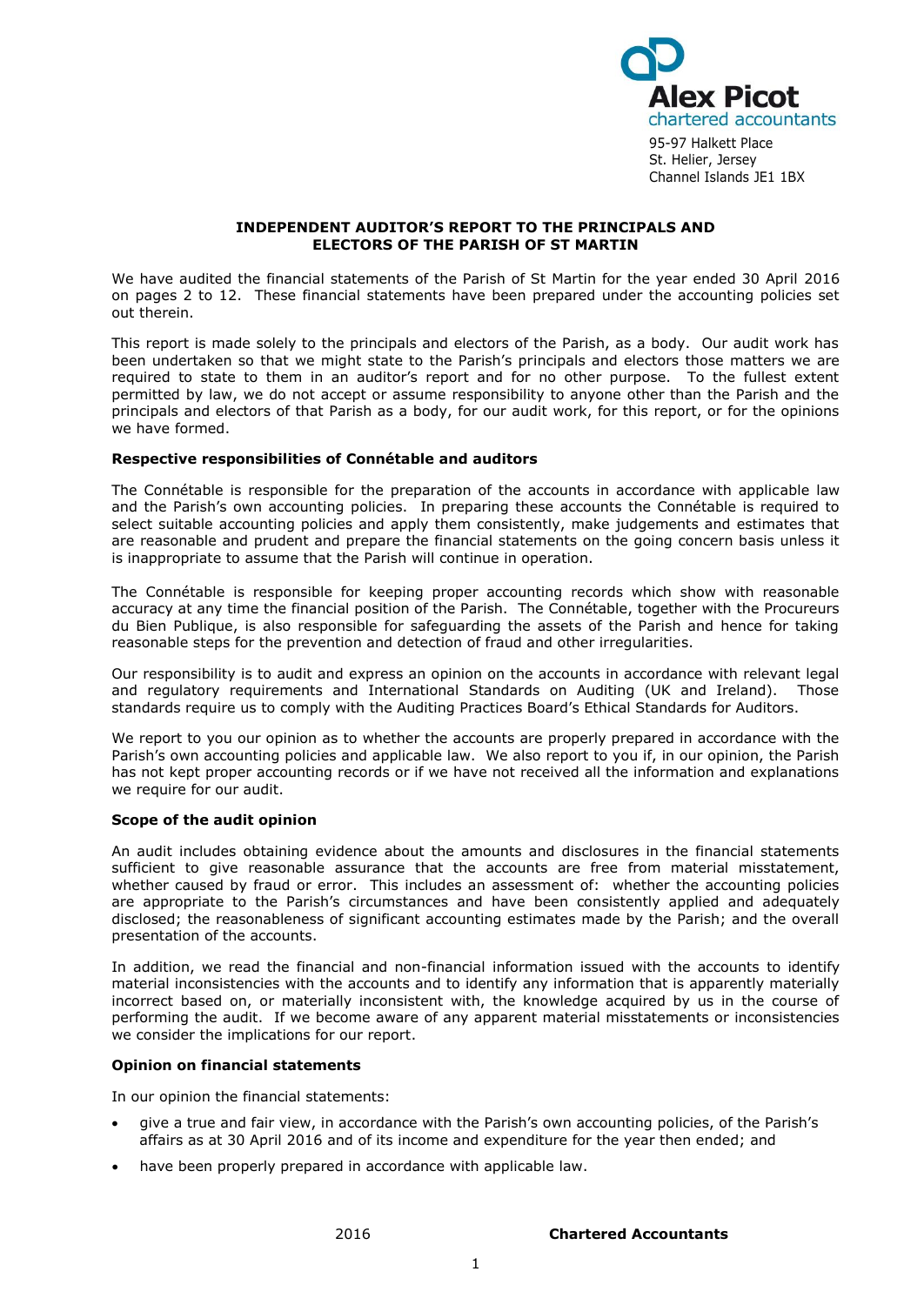Alex Picot
chartered accountants

95-97 Halkett Place
St. Helier, Jersey
Channel Islands JE1 1BX

## INDEPENDENT AUDITOR'S REPORT TO THE PRINCIPALS AND ELECTORS OF THE PARISH OF ST MARTIN

We have audited the financial statements of the Parish of St Martin for the year ended 30 April 2016 on pages 2 to 12. These financial statements have been prepared under the accounting policies set out therein.

This report is made solely to the principals and electors of the Parish, as a body. Our audit work has been undertaken so that we might state to the Parish's principals and electors those matters we are required to state to them in an auditor's report and for no other purpose. To the fullest extent permitted by law, we do not accept or assume responsibility to anyone other than the Parish and the principals and electors of that Parish as a body, for our audit work, for this report, or for the opinions we have formed.

**Respective responsibilities of Connétable and auditors**

The Connétable is responsible for the preparation of the accounts in accordance with applicable law and the Parish's own accounting policies. In preparing these accounts the Connétable is required to select suitable accounting policies and apply them consistently, make judgements and estimates that are reasonable and prudent and prepare the financial statements on the going concern basis unless it is inappropriate to assume that the Parish will continue in operation.

The Connétable is responsible for keeping proper accounting records which show with reasonable accuracy at any time the financial position of the Parish. The Connétable, together with the Procureurs du Bien Publique, is also responsible for safeguarding the assets of the Parish and hence for taking reasonable steps for the prevention and detection of fraud and other irregularities.

Our responsibility is to audit and express an opinion on the accounts in accordance with relevant legal and regulatory requirements and International Standards on Auditing (UK and Ireland). Those standards require us to comply with the Auditing Practices Board's Ethical Standards for Auditors.

We report to you our opinion as to whether the accounts are properly prepared in accordance with the Parish's own accounting policies and applicable law. We also report to you if, in our opinion, the Parish has not kept proper accounting records or if we have not received all the information and explanations we require for our audit.

**Scope of the audit opinion**

An audit includes obtaining evidence about the amounts and disclosures in the financial statements sufficient to give reasonable assurance that the accounts are free from material misstatement, whether caused by fraud or error. This includes an assessment of: whether the accounting policies are appropriate to the Parish's circumstances and have been consistently applied and adequately disclosed; the reasonableness of significant accounting estimates made by the Parish; and the overall presentation of the accounts.

In addition, we read the financial and non-financial information issued with the accounts to identify material inconsistencies with the accounts and to identify any information that is apparently materially incorrect based on, or materially inconsistent with, the knowledge acquired by us in the course of performing the audit. If we become aware of any apparent material misstatements or inconsistencies we consider the implications for our report.

**Opinion on financial statements**

In our opinion the financial statements:

- give a true and fair view, in accordance with the Parish's own accounting policies, of the Parish's affairs as at 30 April 2016 and of its income and expenditure for the year then ended; and
- have been properly prepared in accordance with applicable law.

2016 **Chartered Accountants**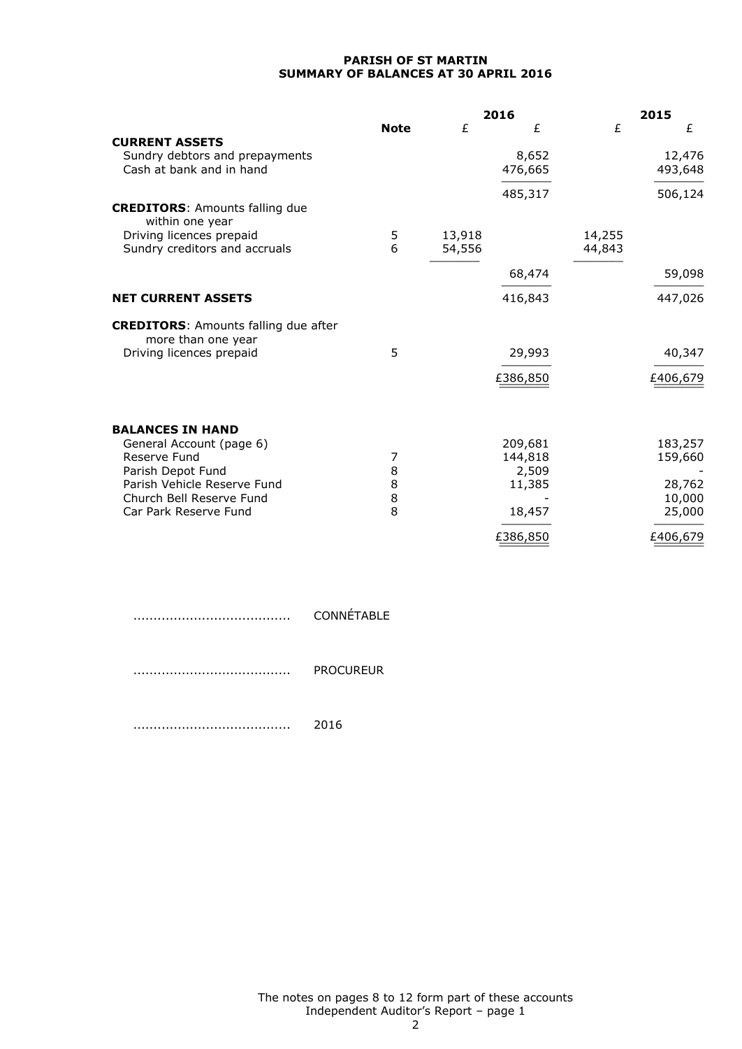**PARISH OF ST MARTIN**
**SUMMARY OF BALANCES AT 30 APRIL 2016**

| | Note | 2016 £ | 2016 £ | 2015 £ | 2015 £ |
|---|---|---|---|---|---|
| **CURRENT ASSETS** | | | | | |
| Sundry debtors and prepayments | | | 8,652 | | 12,476 |
| Cash at bank and in hand | | | 476,665 | | 493,648 |
| | | | 485,317 | | 506,124 |
| **CREDITORS**: Amounts falling due within one year | | | | | |
| Driving licences prepaid | 5 | 13,918 | | 14,255 | |
| Sundry creditors and accruals | 6 | 54,556 | | 44,843 | |
| | | | 68,474 | | 59,098 |
| **NET CURRENT ASSETS** | | | 416,843 | | 447,026 |
| **CREDITORS**: Amounts falling due after more than one year | | | | | |
| Driving licences prepaid | 5 | | 29,993 | | 40,347 |
| | | | £386,850 | | £406,679 |
| **BALANCES IN HAND** | | | | | |
| General Account (page 6) | | | 209,681 | | 183,257 |
| Reserve Fund | 7 | | 144,818 | | 159,660 |
| Parish Depot Fund | 8 | | 2,509 | | - |
| Parish Vehicle Reserve Fund | 8 | | 11,385 | | 28,762 |
| Church Bell Reserve Fund | 8 | | - | | 10,000 |
| Car Park Reserve Fund | 8 | | 18,457 | | 25,000 |
| | | | £386,850 | | £406,679 |

...................................... CONNÉTABLE

...................................... PROCUREUR

...................................... 2016

The notes on pages 8 to 12 form part of these accounts
Independent Auditor's Report – page 1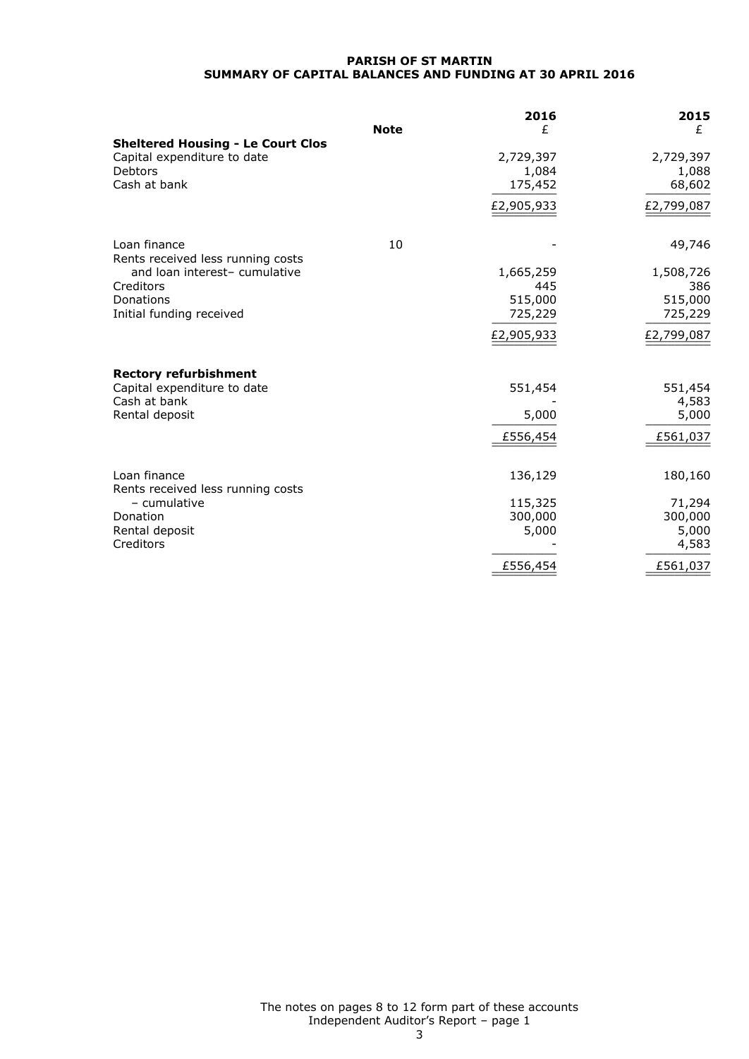**PARISH OF ST MARTIN**
**SUMMARY OF CAPITAL BALANCES AND FUNDING AT 30 APRIL 2016**

| | Note | 2016 £ | 2015 £ |
|---|---|---|---|
| **Sheltered Housing - Le Court Clos** | | | |
| Capital expenditure to date | | 2,729,397 | 2,729,397 |
| Debtors | | 1,084 | 1,088 |
| Cash at bank | | 175,452 | 68,602 |
| | | £2,905,933 | £2,799,087 |
| | | | |
| Loan finance | 10 | - | 49,746 |
| Rents received less running costs and loan interest– cumulative | | 1,665,259 | 1,508,726 |
| Creditors | | 445 | 386 |
| Donations | | 515,000 | 515,000 |
| Initial funding received | | 725,229 | 725,229 |
| | | £2,905,933 | £2,799,087 |
| | | | |
| **Rectory refurbishment** | | | |
| Capital expenditure to date | | 551,454 | 551,454 |
| Cash at bank | | - | 4,583 |
| Rental deposit | | 5,000 | 5,000 |
| | | £556,454 | £561,037 |
| | | | |
| Loan finance | | 136,129 | 180,160 |
| Rents received less running costs – cumulative | | 115,325 | 71,294 |
| Donation | | 300,000 | 300,000 |
| Rental deposit | | 5,000 | 5,000 |
| Creditors | | - | 4,583 |
| | | £556,454 | £561,037 |

The notes on pages 8 to 12 form part of these accounts
Independent Auditor's Report – page 1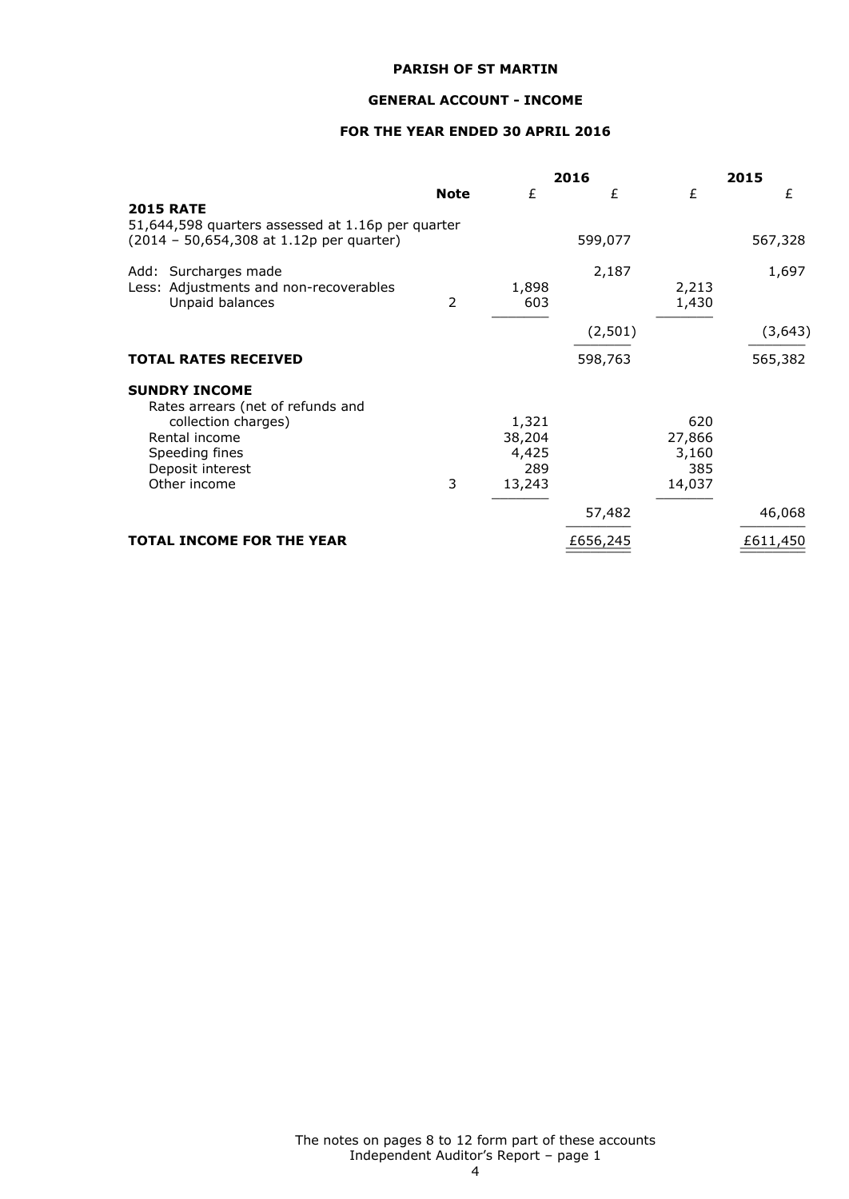**PARISH OF ST MARTIN**

**GENERAL ACCOUNT - INCOME**

**FOR THE YEAR ENDED 30 APRIL 2016**

| | Note | 2016 £ | 2016 £ | 2015 £ | 2015 £ |
|---|---|---|---|---|---|
| **2015 RATE** | | | | | |
| 51,644,598 quarters assessed at 1.16p per quarter (2014 – 50,654,308 at 1.12p per quarter) | | | 599,077 | | 567,328 |
| Add: Surcharges made | | | 2,187 | | 1,697 |
| Less: Adjustments and non-recoverables | | 1,898 | | 2,213 | |
| Unpaid balances | 2 | 603 | | 1,430 | |
| | | | (2,501) | | (3,643) |
| **TOTAL RATES RECEIVED** | | | 598,763 | | 565,382 |
| **SUNDRY INCOME** | | | | | |
| Rates arrears (net of refunds and collection charges) | | 1,321 | | 620 | |
| Rental income | | 38,204 | | 27,866 | |
| Speeding fines | | 4,425 | | 3,160 | |
| Deposit interest | | 289 | | 385 | |
| Other income | 3 | 13,243 | | 14,037 | |
| | | | 57,482 | | 46,068 |
| **TOTAL INCOME FOR THE YEAR** | | | £656,245 | | £611,450 |

The notes on pages 8 to 12 form part of these accounts
Independent Auditor's Report – page 1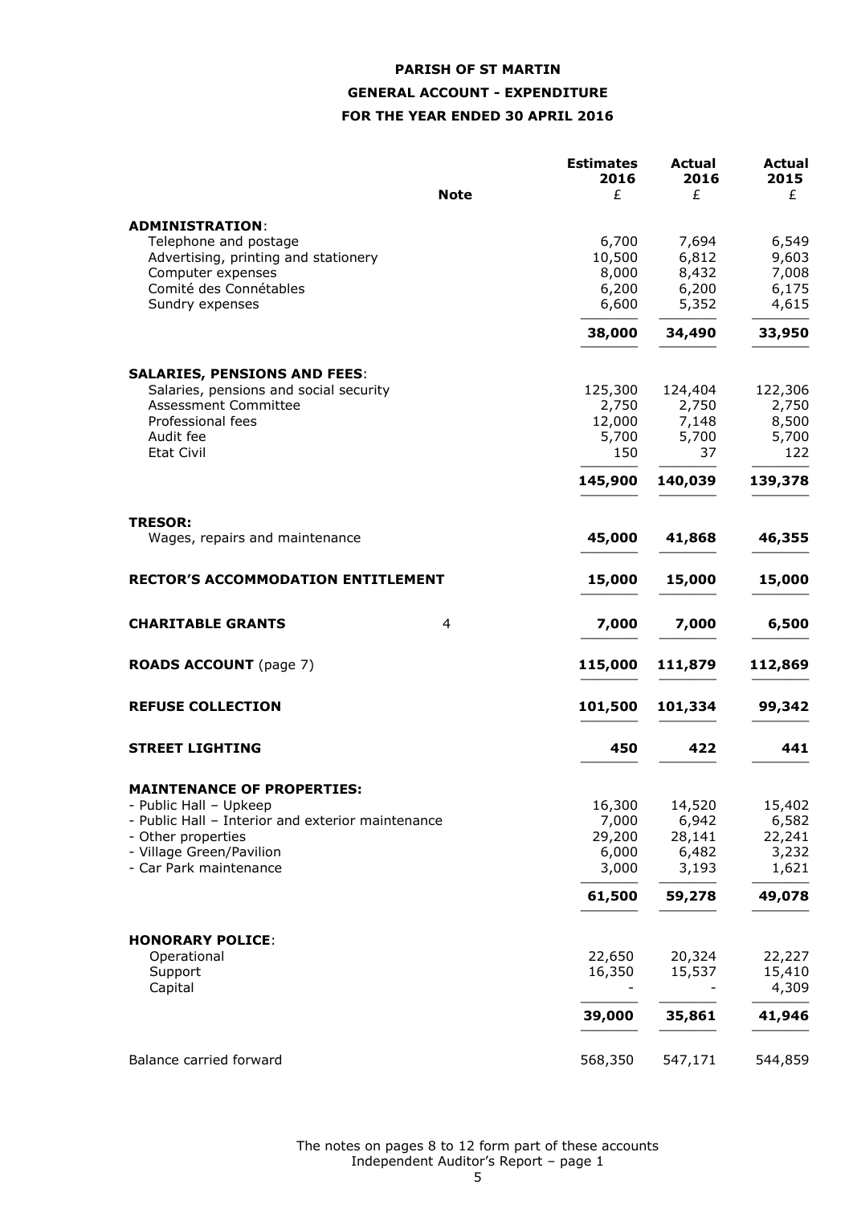**PARISH OF ST MARTIN**

**GENERAL ACCOUNT - EXPENDITURE**

**FOR THE YEAR ENDED 30 APRIL 2016**

| | Note | Estimates 2016 £ | Actual 2016 £ | Actual 2015 £ |
|---|---|---|---|---|
| **ADMINISTRATION**: | | | | |
| Telephone and postage | | 6,700 | 7,694 | 6,549 |
| Advertising, printing and stationery | | 10,500 | 6,812 | 9,603 |
| Computer expenses | | 8,000 | 8,432 | 7,008 |
| Comité des Connétables | | 6,200 | 6,200 | 6,175 |
| Sundry expenses | | 6,600 | 5,352 | 4,615 |
| | | **38,000** | **34,490** | **33,950** |
| **SALARIES, PENSIONS AND FEES**: | | | | |
| Salaries, pensions and social security | | 125,300 | 124,404 | 122,306 |
| Assessment Committee | | 2,750 | 2,750 | 2,750 |
| Professional fees | | 12,000 | 7,148 | 8,500 |
| Audit fee | | 5,700 | 5,700 | 5,700 |
| Etat Civil | | 150 | 37 | 122 |
| | | **145,900** | **140,039** | **139,378** |
| **TRESOR:** | | | | |
| Wages, repairs and maintenance | | **45,000** | **41,868** | **46,355** |
| **RECTOR'S ACCOMMODATION ENTITLEMENT** | | **15,000** | **15,000** | **15,000** |
| **CHARITABLE GRANTS** | 4 | **7,000** | **7,000** | **6,500** |
| **ROADS ACCOUNT** (page 7) | | **115,000** | **111,879** | **112,869** |
| **REFUSE COLLECTION** | | **101,500** | **101,334** | **99,342** |
| **STREET LIGHTING** | | **450** | **422** | **441** |
| **MAINTENANCE OF PROPERTIES:** | | | | |
| - Public Hall – Upkeep | | 16,300 | 14,520 | 15,402 |
| - Public Hall – Interior and exterior maintenance | | 7,000 | 6,942 | 6,582 |
| - Other properties | | 29,200 | 28,141 | 22,241 |
| - Village Green/Pavilion | | 6,000 | 6,482 | 3,232 |
| - Car Park maintenance | | 3,000 | 3,193 | 1,621 |
| | | **61,500** | **59,278** | **49,078** |
| **HONORARY POLICE**: | | | | |
| Operational | | 22,650 | 20,324 | 22,227 |
| Support | | 16,350 | 15,537 | 15,410 |
| Capital | | - | - | 4,309 |
| | | **39,000** | **35,861** | **41,946** |
| Balance carried forward | | 568,350 | 547,171 | 544,859 |

The notes on pages 8 to 12 form part of these accounts
Independent Auditor's Report – page 1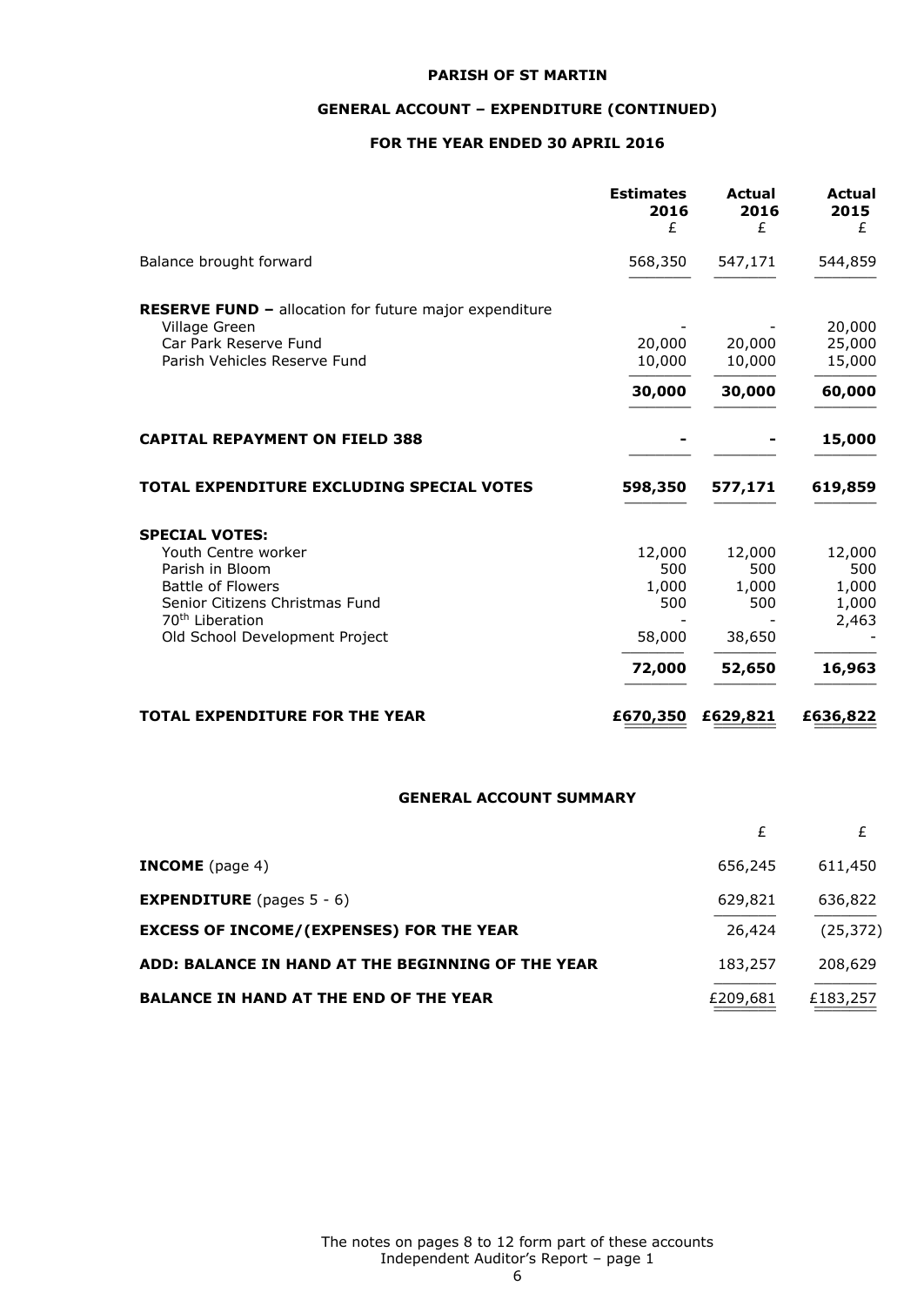**PARISH OF ST MARTIN**

**GENERAL ACCOUNT – EXPENDITURE (CONTINUED)**

**FOR THE YEAR ENDED 30 APRIL 2016**

| | Estimates 2016 £ | Actual 2016 £ | Actual 2015 £ |
|---|---|---|---|
| Balance brought forward | 568,350 | 547,171 | 544,859 |
| **RESERVE FUND –** allocation for future major expenditure | | | |
| Village Green | - | - | 20,000 |
| Car Park Reserve Fund | 20,000 | 20,000 | 25,000 |
| Parish Vehicles Reserve Fund | 10,000 | 10,000 | 15,000 |
| | **30,000** | **30,000** | **60,000** |
| **CAPITAL REPAYMENT ON FIELD 388** | **-** | **-** | **15,000** |
| **TOTAL EXPENDITURE EXCLUDING SPECIAL VOTES** | **598,350** | **577,171** | **619,859** |
| **SPECIAL VOTES:** | | | |
| Youth Centre worker | 12,000 | 12,000 | 12,000 |
| Parish in Bloom | 500 | 500 | 500 |
| Battle of Flowers | 1,000 | 1,000 | 1,000 |
| Senior Citizens Christmas Fund | 500 | 500 | 1,000 |
| 70th Liberation | - | - | 2,463 |
| Old School Development Project | 58,000 | 38,650 | - |
| | **72,000** | **52,650** | **16,963** |
| **TOTAL EXPENDITURE FOR THE YEAR** | **£670,350** | **£629,821** | **£636,822** |

**GENERAL ACCOUNT SUMMARY**

| | £ | £ |
|---|---|---|
| **INCOME** (page 4) | 656,245 | 611,450 |
| **EXPENDITURE** (pages 5 - 6) | 629,821 | 636,822 |
| **EXCESS OF INCOME/(EXPENSES) FOR THE YEAR** | 26,424 | (25,372) |
| **ADD: BALANCE IN HAND AT THE BEGINNING OF THE YEAR** | 183,257 | 208,629 |
| **BALANCE IN HAND AT THE END OF THE YEAR** | £209,681 | £183,257 |

The notes on pages 8 to 12 form part of these accounts
Independent Auditor's Report – page 1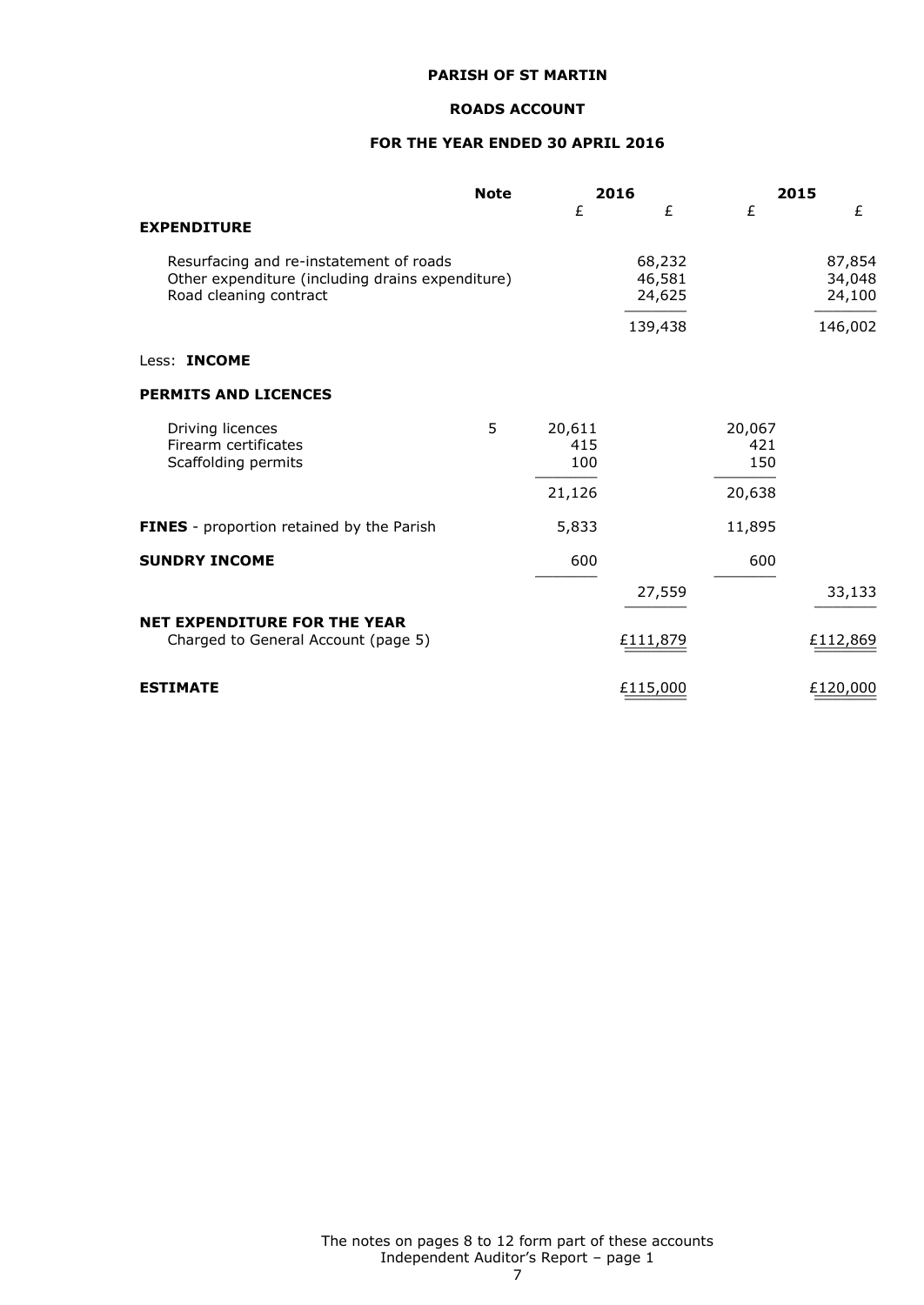**PARISH OF ST MARTIN**

**ROADS ACCOUNT**

**FOR THE YEAR ENDED 30 APRIL 2016**

| | Note | 2016 | | 2015 | |
|---|---|---|---|---|---|
| | | £ | £ | £ | £ |
| **EXPENDITURE** | | | | | |
| Resurfacing and re-instatement of roads | | | 68,232 | | 87,854 |
| Other expenditure (including drains expenditure) | | | 46,581 | | 34,048 |
| Road cleaning contract | | | 24,625 | | 24,100 |
| | | | 139,438 | | 146,002 |
| Less: **INCOME** | | | | | |
| **PERMITS AND LICENCES** | | | | | |
| Driving licences | 5 | 20,611 | | 20,067 | |
| Firearm certificates | | 415 | | 421 | |
| Scaffolding permits | | 100 | | 150 | |
| | | 21,126 | | 20,638 | |
| **FINES** - proportion retained by the Parish | | 5,833 | | 11,895 | |
| **SUNDRY INCOME** | | 600 | | 600 | |
| | | | 27,559 | | 33,133 |
| **NET EXPENDITURE FOR THE YEAR** Charged to General Account (page 5) | | | £111,879 | | £112,869 |
| **ESTIMATE** | | | £115,000 | | £120,000 |

The notes on pages 8 to 12 form part of these accounts
Independent Auditor's Report – page 1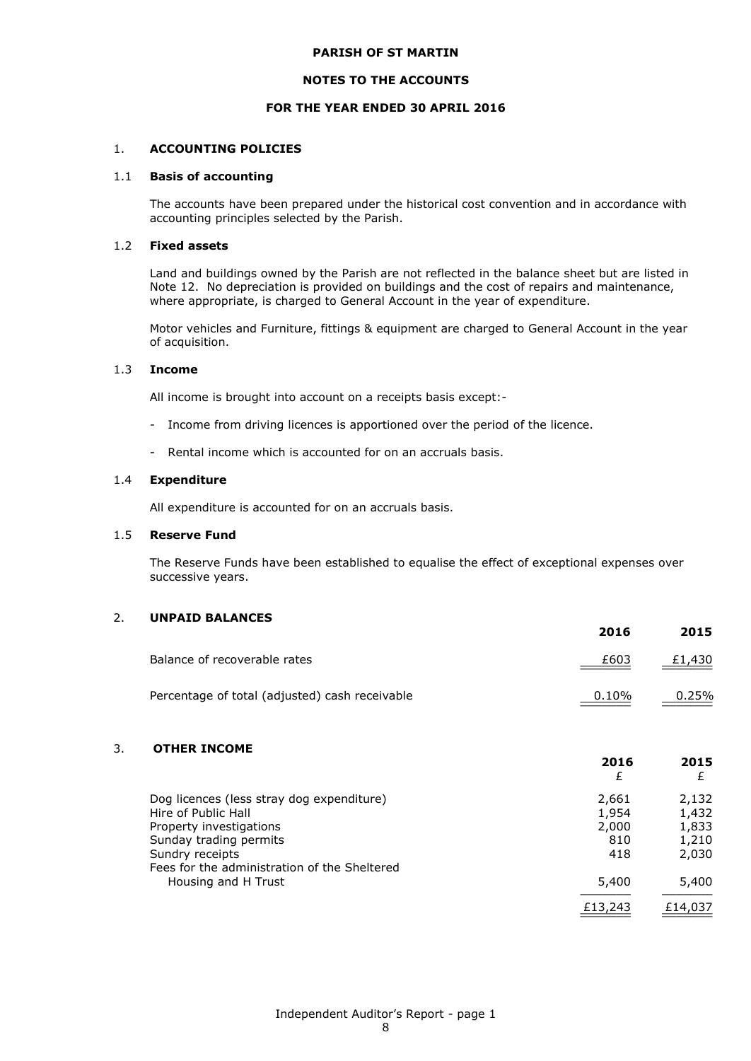**PARISH OF ST MARTIN**

**NOTES TO THE ACCOUNTS**

**FOR THE YEAR ENDED 30 APRIL 2016**

## 1. ACCOUNTING POLICIES

### 1.1 Basis of accounting

The accounts have been prepared under the historical cost convention and in accordance with accounting principles selected by the Parish.

### 1.2 Fixed assets

Land and buildings owned by the Parish are not reflected in the balance sheet but are listed in Note 12. No depreciation is provided on buildings and the cost of repairs and maintenance, where appropriate, is charged to General Account in the year of expenditure.

Motor vehicles and Furniture, fittings & equipment are charged to General Account in the year of acquisition.

### 1.3 Income

All income is brought into account on a receipts basis except:-

- Income from driving licences is apportioned over the period of the licence.
- Rental income which is accounted for on an accruals basis.

### 1.4 Expenditure

All expenditure is accounted for on an accruals basis.

### 1.5 Reserve Fund

The Reserve Funds have been established to equalise the effect of exceptional expenses over successive years.

## 2. UNPAID BALANCES

| | 2016 | 2015 |
|---|---|---|
| Balance of recoverable rates | £603 | £1,430 |
| Percentage of total (adjusted) cash receivable | 0.10% | 0.25% |

## 3. OTHER INCOME

| | 2016 £ | 2015 £ |
|---|---|---|
| Dog licences (less stray dog expenditure) | 2,661 | 2,132 |
| Hire of Public Hall | 1,954 | 1,432 |
| Property investigations | 2,000 | 1,833 |
| Sunday trading permits | 810 | 1,210 |
| Sundry receipts | 418 | 2,030 |
| Fees for the administration of the Sheltered Housing and H Trust | 5,400 | 5,400 |
| | £13,243 | £14,037 |

Independent Auditor's Report - page 1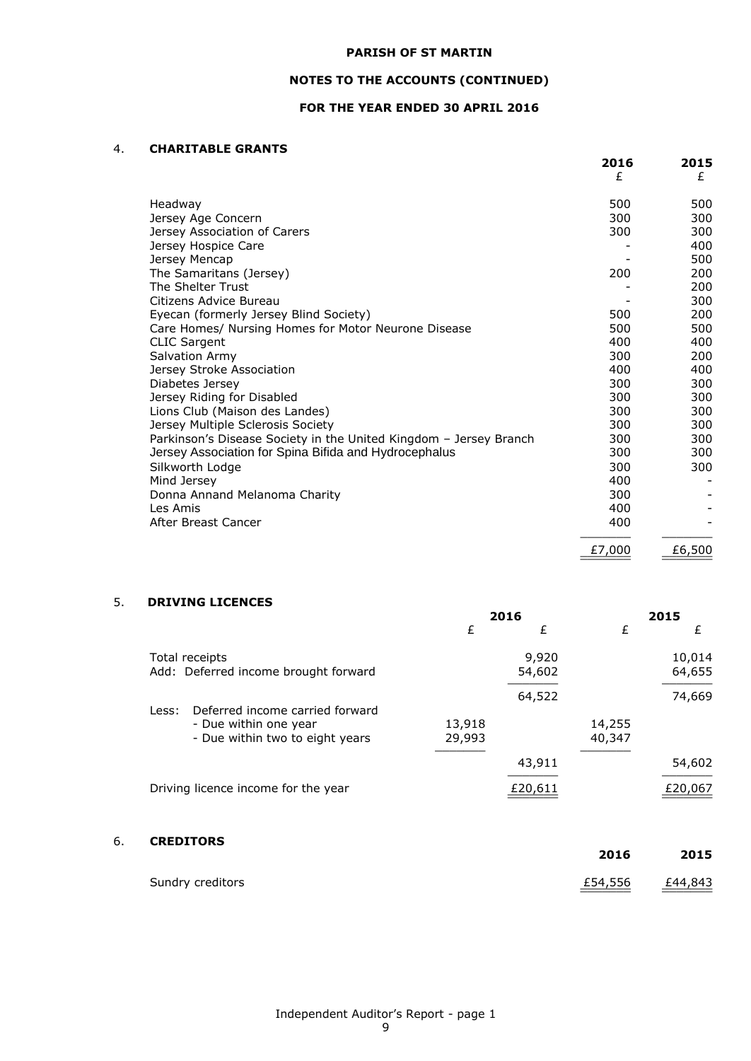**PARISH OF ST MARTIN**

**NOTES TO THE ACCOUNTS (CONTINUED)**

**FOR THE YEAR ENDED 30 APRIL 2016**

## 4. CHARITABLE GRANTS

| | 2016 £ | 2015 £ |
|---|---|---|
| Headway | 500 | 500 |
| Jersey Age Concern | 300 | 300 |
| Jersey Association of Carers | 300 | 300 |
| Jersey Hospice Care | - | 400 |
| Jersey Mencap | - | 500 |
| The Samaritans (Jersey) | 200 | 200 |
| The Shelter Trust | - | 200 |
| Citizens Advice Bureau | - | 300 |
| Eyecan (formerly Jersey Blind Society) | 500 | 200 |
| Care Homes/ Nursing Homes for Motor Neurone Disease | 500 | 500 |
| CLIC Sargent | 400 | 400 |
| Salvation Army | 300 | 200 |
| Jersey Stroke Association | 400 | 400 |
| Diabetes Jersey | 300 | 300 |
| Jersey Riding for Disabled | 300 | 300 |
| Lions Club (Maison des Landes) | 300 | 300 |
| Jersey Multiple Sclerosis Society | 300 | 300 |
| Parkinson's Disease Society in the United Kingdom – Jersey Branch | 300 | 300 |
| Jersey Association for Spina Bifida and Hydrocephalus | 300 | 300 |
| Silkworth Lodge | 300 | 300 |
| Mind Jersey | 400 | - |
| Donna Annand Melanoma Charity | 300 | - |
| Les Amis | 400 | - |
| After Breast Cancer | 400 | - |
| | £7,000 | £6,500 |

## 5. DRIVING LICENCES

| | 2016 | | 2015 | |
|---|---|---|---|---|
| | £ | £ | £ | £ |
| Total receipts | | 9,920 | | 10,014 |
| Add: Deferred income brought forward | | 54,602 | | 64,655 |
| | | 64,522 | | 74,669 |
| Less: Deferred income carried forward | | | | |
| - Due within one year | 13,918 | | 14,255 | |
| - Due within two to eight years | 29,993 | | 40,347 | |
| | | 43,911 | | 54,602 |
| Driving licence income for the year | | £20,611 | | £20,067 |

## 6. CREDITORS

| | 2016 | 2015 |
|---|---|---|
| Sundry creditors | £54,556 | £44,843 |

Independent Auditor's Report - page 1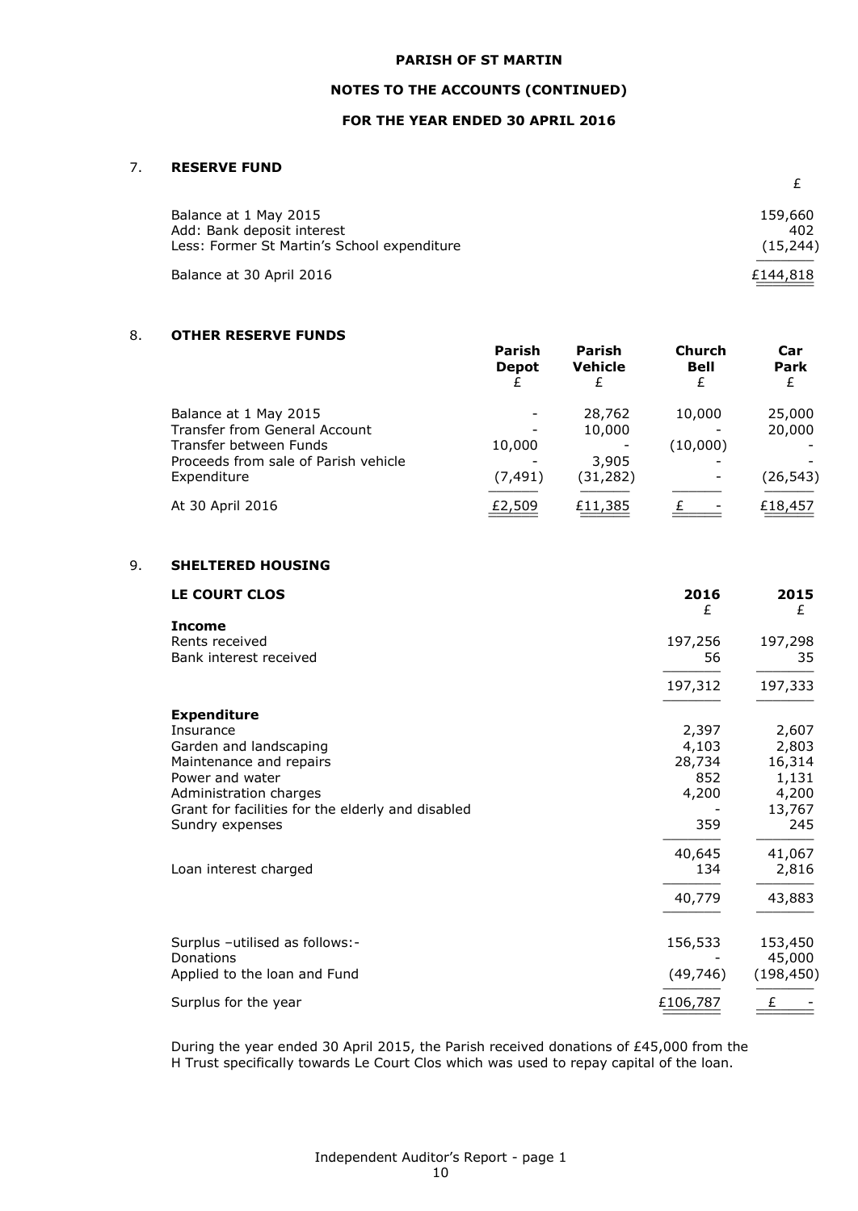**PARISH OF ST MARTIN**

**NOTES TO THE ACCOUNTS (CONTINUED)**

**FOR THE YEAR ENDED 30 APRIL 2016**

## 7. RESERVE FUND

| | £ |
|---|---|
| Balance at 1 May 2015 | 159,660 |
| Add: Bank deposit interest | 402 |
| Less: Former St Martin's School expenditure | (15,244) |
| Balance at 30 April 2016 | £144,818 |

## 8. OTHER RESERVE FUNDS

| | Parish Depot £ | Parish Vehicle £ | Church Bell £ | Car Park £ |
|---|---|---|---|---|
| Balance at 1 May 2015 | - | 28,762 | 10,000 | 25,000 |
| Transfer from General Account | - | 10,000 | - | 20,000 |
| Transfer between Funds | 10,000 | - | (10,000) | - |
| Proceeds from sale of Parish vehicle | - | 3,905 | - | - |
| Expenditure | (7,491) | (31,282) | - | (26,543) |
| At 30 April 2016 | £2,509 | £11,385 | £ - | £18,457 |

## 9. SHELTERED HOUSING

| LE COURT CLOS | 2016 £ | 2015 £ |
|---|---|---|
| **Income** | | |
| Rents received | 197,256 | 197,298 |
| Bank interest received | 56 | 35 |
| | 197,312 | 197,333 |
| **Expenditure** | | |
| Insurance | 2,397 | 2,607 |
| Garden and landscaping | 4,103 | 2,803 |
| Maintenance and repairs | 28,734 | 16,314 |
| Power and water | 852 | 1,131 |
| Administration charges | 4,200 | 4,200 |
| Grant for facilities for the elderly and disabled | - | 13,767 |
| Sundry expenses | 359 | 245 |
| | 40,645 | 41,067 |
| Loan interest charged | 134 | 2,816 |
| | 40,779 | 43,883 |
| Surplus –utilised as follows:- | 156,533 | 153,450 |
| Donations | - | 45,000 |
| Applied to the loan and Fund | (49,746) | (198,450) |
| Surplus for the year | £106,787 | £ - |

During the year ended 30 April 2015, the Parish received donations of £45,000 from the H Trust specifically towards Le Court Clos which was used to repay capital of the loan.

Independent Auditor's Report - page 1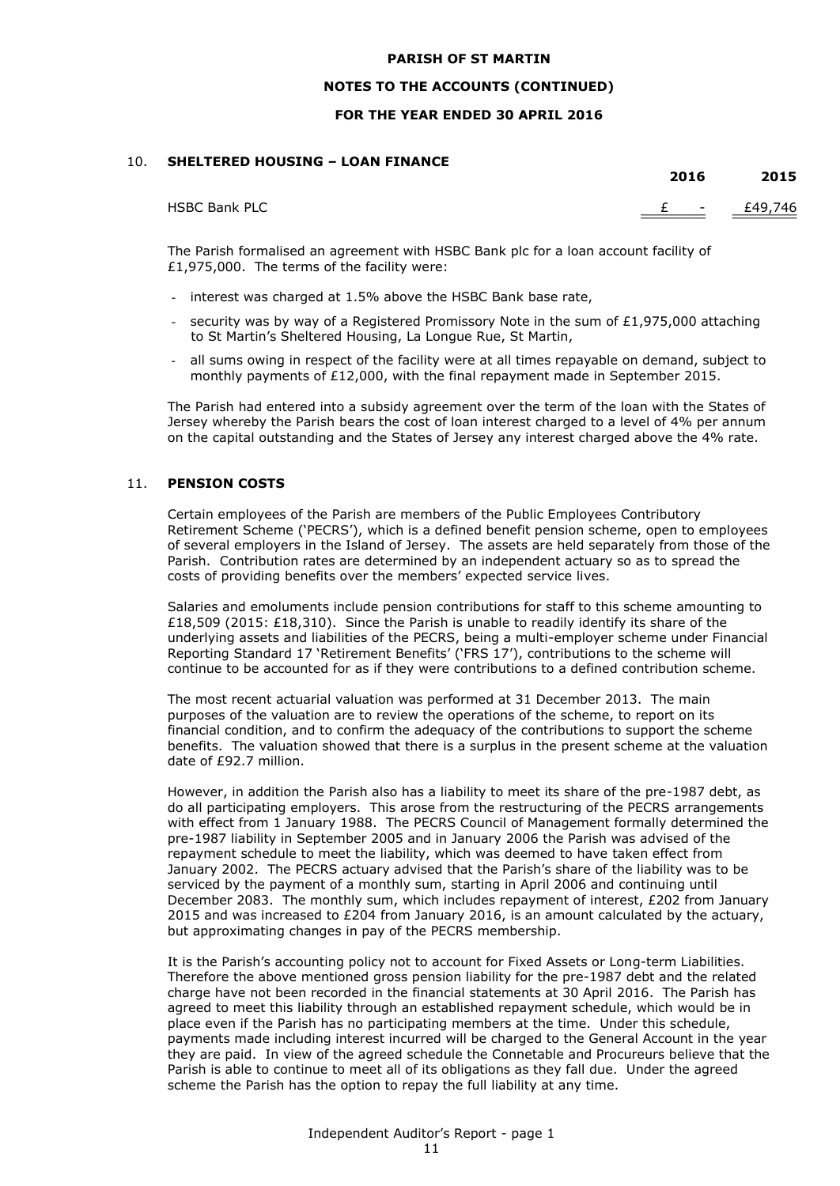**PARISH OF ST MARTIN**

**NOTES TO THE ACCOUNTS (CONTINUED)**

**FOR THE YEAR ENDED 30 APRIL 2016**

## 10. SHELTERED HOUSING – LOAN FINANCE

| | 2016 | 2015 |
|---|---|---|
| HSBC Bank PLC | £ - | £49,746 |

The Parish formalised an agreement with HSBC Bank plc for a loan account facility of £1,975,000. The terms of the facility were:

- interest was charged at 1.5% above the HSBC Bank base rate,
- security was by way of a Registered Promissory Note in the sum of £1,975,000 attaching to St Martin's Sheltered Housing, La Longue Rue, St Martin,
- all sums owing in respect of the facility were at all times repayable on demand, subject to monthly payments of £12,000, with the final repayment made in September 2015.

The Parish had entered into a subsidy agreement over the term of the loan with the States of Jersey whereby the Parish bears the cost of loan interest charged to a level of 4% per annum on the capital outstanding and the States of Jersey any interest charged above the 4% rate.

## 11. PENSION COSTS

Certain employees of the Parish are members of the Public Employees Contributory Retirement Scheme ('PECRS'), which is a defined benefit pension scheme, open to employees of several employers in the Island of Jersey. The assets are held separately from those of the Parish. Contribution rates are determined by an independent actuary so as to spread the costs of providing benefits over the members' expected service lives.

Salaries and emoluments include pension contributions for staff to this scheme amounting to £18,509 (2015: £18,310). Since the Parish is unable to readily identify its share of the underlying assets and liabilities of the PECRS, being a multi-employer scheme under Financial Reporting Standard 17 'Retirement Benefits' ('FRS 17'), contributions to the scheme will continue to be accounted for as if they were contributions to a defined contribution scheme.

The most recent actuarial valuation was performed at 31 December 2013. The main purposes of the valuation are to review the operations of the scheme, to report on its financial condition, and to confirm the adequacy of the contributions to support the scheme benefits. The valuation showed that there is a surplus in the present scheme at the valuation date of £92.7 million.

However, in addition the Parish also has a liability to meet its share of the pre-1987 debt, as do all participating employers. This arose from the restructuring of the PECRS arrangements with effect from 1 January 1988. The PECRS Council of Management formally determined the pre-1987 liability in September 2005 and in January 2006 the Parish was advised of the repayment schedule to meet the liability, which was deemed to have taken effect from January 2002. The PECRS actuary advised that the Parish's share of the liability was to be serviced by the payment of a monthly sum, starting in April 2006 and continuing until December 2083. The monthly sum, which includes repayment of interest, £202 from January 2015 and was increased to £204 from January 2016, is an amount calculated by the actuary, but approximating changes in pay of the PECRS membership.

It is the Parish's accounting policy not to account for Fixed Assets or Long-term Liabilities. Therefore the above mentioned gross pension liability for the pre-1987 debt and the related charge have not been recorded in the financial statements at 30 April 2016. The Parish has agreed to meet this liability through an established repayment schedule, which would be in place even if the Parish has no participating members at the time. Under this schedule, payments made including interest incurred will be charged to the General Account in the year they are paid. In view of the agreed schedule the Connetable and Procureurs believe that the Parish is able to continue to meet all of its obligations as they fall due. Under the agreed scheme the Parish has the option to repay the full liability at any time.

Independent Auditor's Report - page 1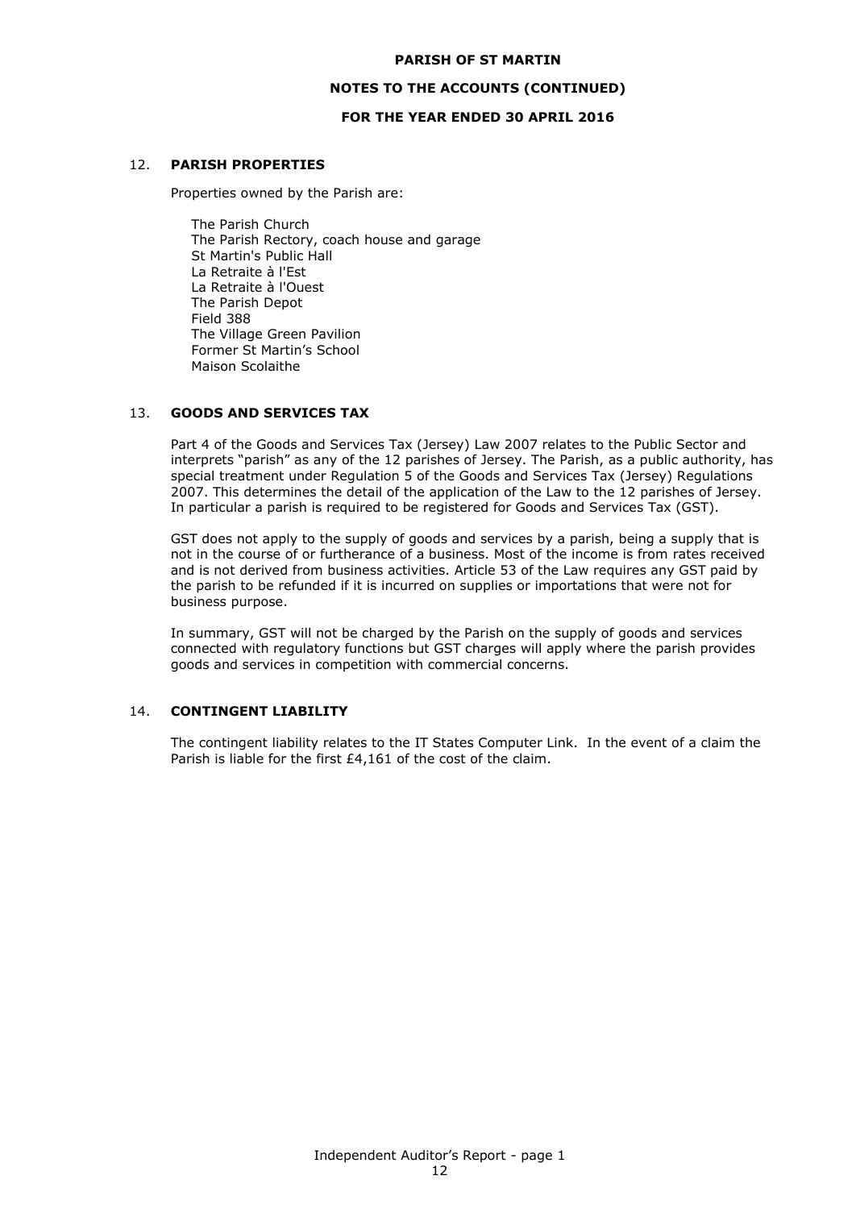## 12. PARISH PROPERTIES

Properties owned by the Parish are:

The Parish Church
The Parish Rectory, coach house and garage
St Martin's Public Hall
La Retraite à l'Est
La Retraite à l'Ouest
The Parish Depot
Field 388
The Village Green Pavilion
Former St Martin's School
Maison Scolaithe

## 13. GOODS AND SERVICES TAX

Part 4 of the Goods and Services Tax (Jersey) Law 2007 relates to the Public Sector and interprets "parish" as any of the 12 parishes of Jersey. The Parish, as a public authority, has special treatment under Regulation 5 of the Goods and Services Tax (Jersey) Regulations 2007. This determines the detail of the application of the Law to the 12 parishes of Jersey. In particular a parish is required to be registered for Goods and Services Tax (GST).

GST does not apply to the supply of goods and services by a parish, being a supply that is not in the course of or furtherance of a business. Most of the income is from rates received and is not derived from business activities. Article 53 of the Law requires any GST paid by the parish to be refunded if it is incurred on supplies or importations that were not for business purpose.

In summary, GST will not be charged by the Parish on the supply of goods and services connected with regulatory functions but GST charges will apply where the parish provides goods and services in competition with commercial concerns.

## 14. CONTINGENT LIABILITY

The contingent liability relates to the IT States Computer Link. In the event of a claim the Parish is liable for the first £4,161 of the cost of the claim.

Independent Auditor's Report - page 1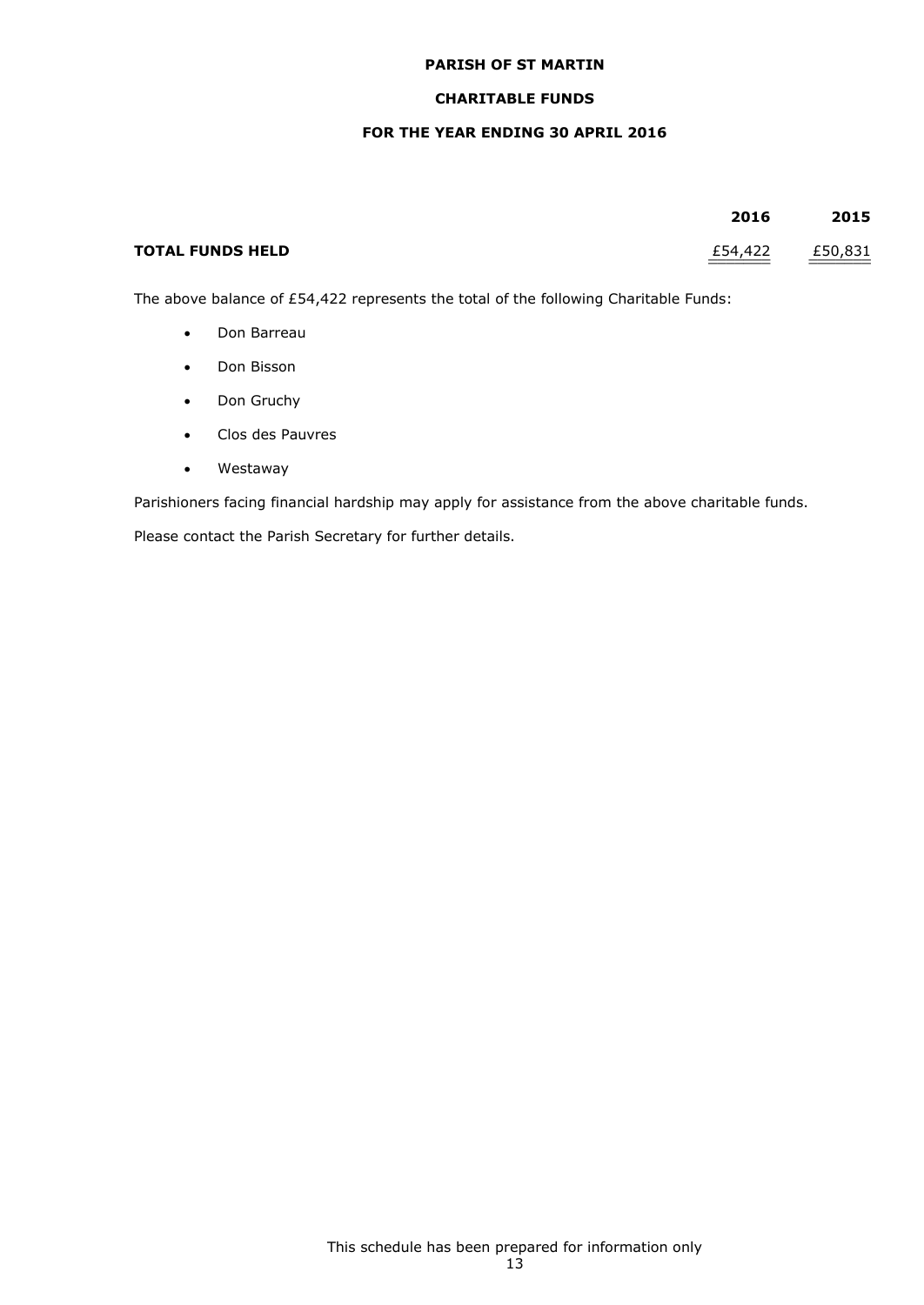**PARISH OF ST MARTIN**

**CHARITABLE FUNDS**

**FOR THE YEAR ENDING 30 APRIL 2016**

| | **2016** | **2015** |
|---|---|---|
| **TOTAL FUNDS HELD** | £54,422 | £50,831 |

The above balance of £54,422 represents the total of the following Charitable Funds:

- Don Barreau
- Don Bisson
- Don Gruchy
- Clos des Pauvres
- Westaway

Parishioners facing financial hardship may apply for assistance from the above charitable funds.

Please contact the Parish Secretary for further details.

This schedule has been prepared for information only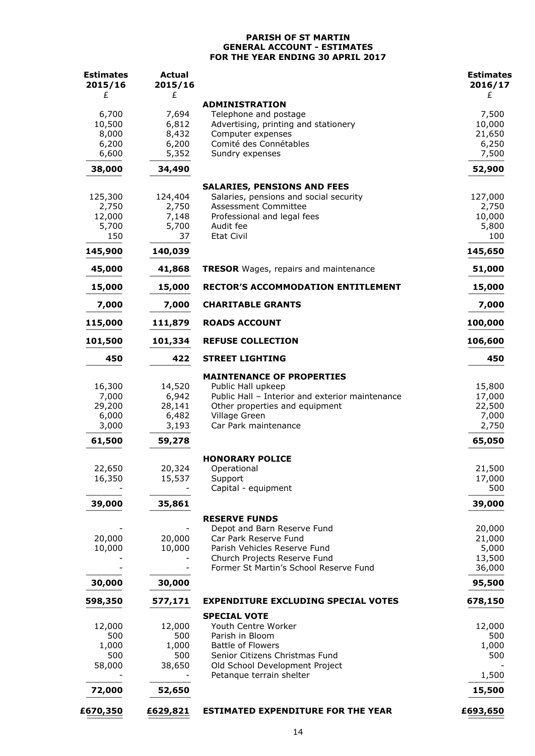# PARISH OF ST MARTIN
## GENERAL ACCOUNT - ESTIMATES
## FOR THE YEAR ENDING 30 APRIL 2017

| Estimates 2015/16 £ | Actual 2015/16 £ | | Estimates 2016/17 £ |
|---|---|---|---|
| | | **ADMINISTRATION** | |
| 6,700 | 7,694 | Telephone and postage | 7,500 |
| 10,500 | 6,812 | Advertising, printing and stationery | 10,000 |
| 8,000 | 8,432 | Computer expenses | 21,650 |
| 6,200 | 6,200 | Comité des Connétables | 6,250 |
| 6,600 | 5,352 | Sundry expenses | 7,500 |
| **38,000** | **34,490** | | **52,900** |
| | | **SALARIES, PENSIONS AND FEES** | |
| 125,300 | 124,404 | Salaries, pensions and social security | 127,000 |
| 2,750 | 2,750 | Assessment Committee | 2,750 |
| 12,000 | 7,148 | Professional and legal fees | 10,000 |
| 5,700 | 5,700 | Audit fee | 5,800 |
| 150 | 37 | Etat Civil | 100 |
| **145,900** | **140,039** | | **145,650** |
| **45,000** | **41,868** | **TRESOR** Wages, repairs and maintenance | **51,000** |
| **15,000** | **15,000** | **RECTOR'S ACCOMMODATION ENTITLEMENT** | **15,000** |
| **7,000** | **7,000** | **CHARITABLE GRANTS** | **7,000** |
| **115,000** | **111,879** | **ROADS ACCOUNT** | **100,000** |
| **101,500** | **101,334** | **REFUSE COLLECTION** | **106,600** |
| **450** | **422** | **STREET LIGHTING** | **450** |
| | | **MAINTENANCE OF PROPERTIES** | |
| 16,300 | 14,520 | Public Hall upkeep | 15,800 |
| 7,000 | 6,942 | Public Hall – Interior and exterior maintenance | 17,000 |
| 29,200 | 28,141 | Other properties and equipment | 22,500 |
| 6,000 | 6,482 | Village Green | 7,000 |
| 3,000 | 3,193 | Car Park maintenance | 2,750 |
| **61,500** | **59,278** | | **65,050** |
| | | **HONORARY POLICE** | |
| 22,650 | 20,324 | Operational | 21,500 |
| 16,350 | 15,537 | Support | 17,000 |
| - | - | Capital - equipment | 500 |
| **39,000** | **35,861** | | **39,000** |
| | | **RESERVE FUNDS** | |
| - | - | Depot and Barn Reserve Fund | 20,000 |
| 20,000 | 20,000 | Car Park Reserve Fund | 21,000 |
| 10,000 | 10,000 | Parish Vehicles Reserve Fund | 5,000 |
| - | - | Church Projects Reserve Fund | 13,500 |
| - | - | Former St Martin's School Reserve Fund | 36,000 |
| **30,000** | **30,000** | | **95,500** |
| **598,350** | **577,171** | **EXPENDITURE EXCLUDING SPECIAL VOTES** | **678,150** |
| | | **SPECIAL VOTE** | |
| 12,000 | 12,000 | Youth Centre Worker | 12,000 |
| 500 | 500 | Parish in Bloom | 500 |
| 1,000 | 1,000 | Battle of Flowers | 1,000 |
| 500 | 500 | Senior Citizens Christmas Fund | 500 |
| 58,000 | 38,650 | Old School Development Project | - |
| - | - | Petanque terrain shelter | 1,500 |
| **72,000** | **52,650** | | **15,500** |
| **£670,350** | **£629,821** | **ESTIMATED EXPENDITURE FOR THE YEAR** | **£693,650** |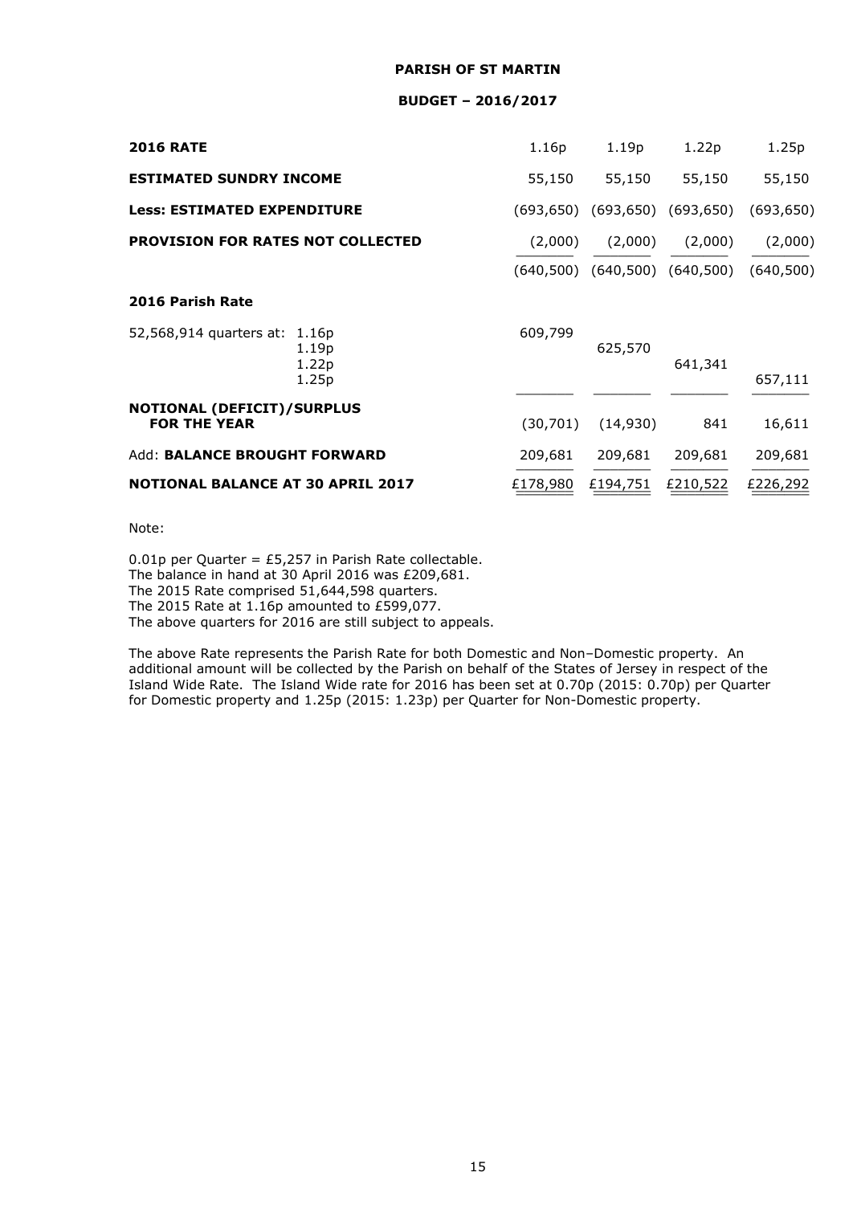**PARISH OF ST MARTIN**

**BUDGET – 2016/2017**

| | | | | | |
|---|---|---|---|---|---|
| **2016 RATE** | | 1.16p | 1.19p | 1.22p | 1.25p |
| **ESTIMATED SUNDRY INCOME** | | 55,150 | 55,150 | 55,150 | 55,150 |
| **Less: ESTIMATED EXPENDITURE** | | (693,650) | (693,650) | (693,650) | (693,650) |
| **PROVISION FOR RATES NOT COLLECTED** | | (2,000) | (2,000) | (2,000) | (2,000) |
| | | (640,500) | (640,500) | (640,500) | (640,500) |
| **2016 Parish Rate** | | | | | |
| 52,568,914 quarters at: | 1.16p | 609,799 | | | |
| | 1.19p | | 625,570 | | |
| | 1.22p | | | 641,341 | |
| | 1.25p | | | | 657,111 |
| **NOTIONAL (DEFICIT)/SURPLUS FOR THE YEAR** | | (30,701) | (14,930) | 841 | 16,611 |
| Add: **BALANCE BROUGHT FORWARD** | | 209,681 | 209,681 | 209,681 | 209,681 |
| **NOTIONAL BALANCE AT 30 APRIL 2017** | | £178,980 | £194,751 | £210,522 | £226,292 |

Note:

0.01p per Quarter = £5,257 in Parish Rate collectable.
The balance in hand at 30 April 2016 was £209,681.
The 2015 Rate comprised 51,644,598 quarters.
The 2015 Rate at 1.16p amounted to £599,077.
The above quarters for 2016 are still subject to appeals.

The above Rate represents the Parish Rate for both Domestic and Non–Domestic property. An additional amount will be collected by the Parish on behalf of the States of Jersey in respect of the Island Wide Rate. The Island Wide rate for 2016 has been set at 0.70p (2015: 0.70p) per Quarter for Domestic property and 1.25p (2015: 1.23p) per Quarter for Non-Domestic property.